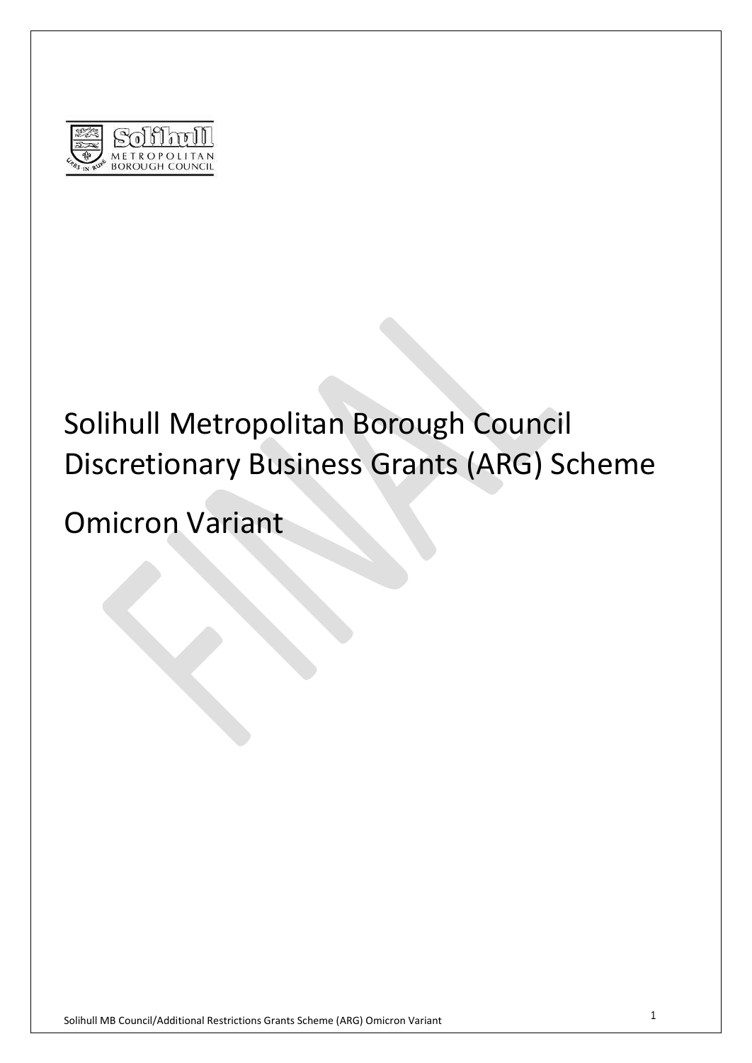# Solihull Metropolitan Borough Council Discretionary Business Grants (ARG) Scheme

# Omicron Variant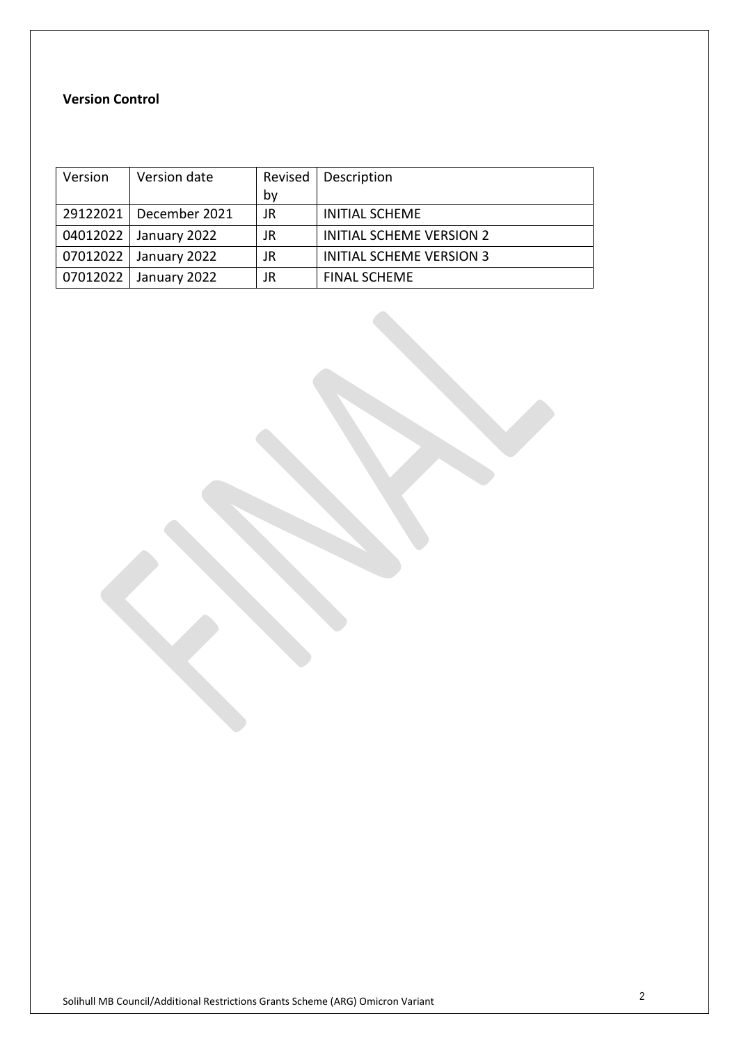**Version Control**

| Version | Version date | Revised by | Description |
|---|---|---|---|
| 29122021 | December 2021 | JR | INITIAL SCHEME |
| 04012022 | January 2022 | JR | INITIAL SCHEME VERSION 2 |
| 07012022 | January 2022 | JR | INITIAL SCHEME VERSION 3 |
| 07012022 | January 2022 | JR | FINAL SCHEME |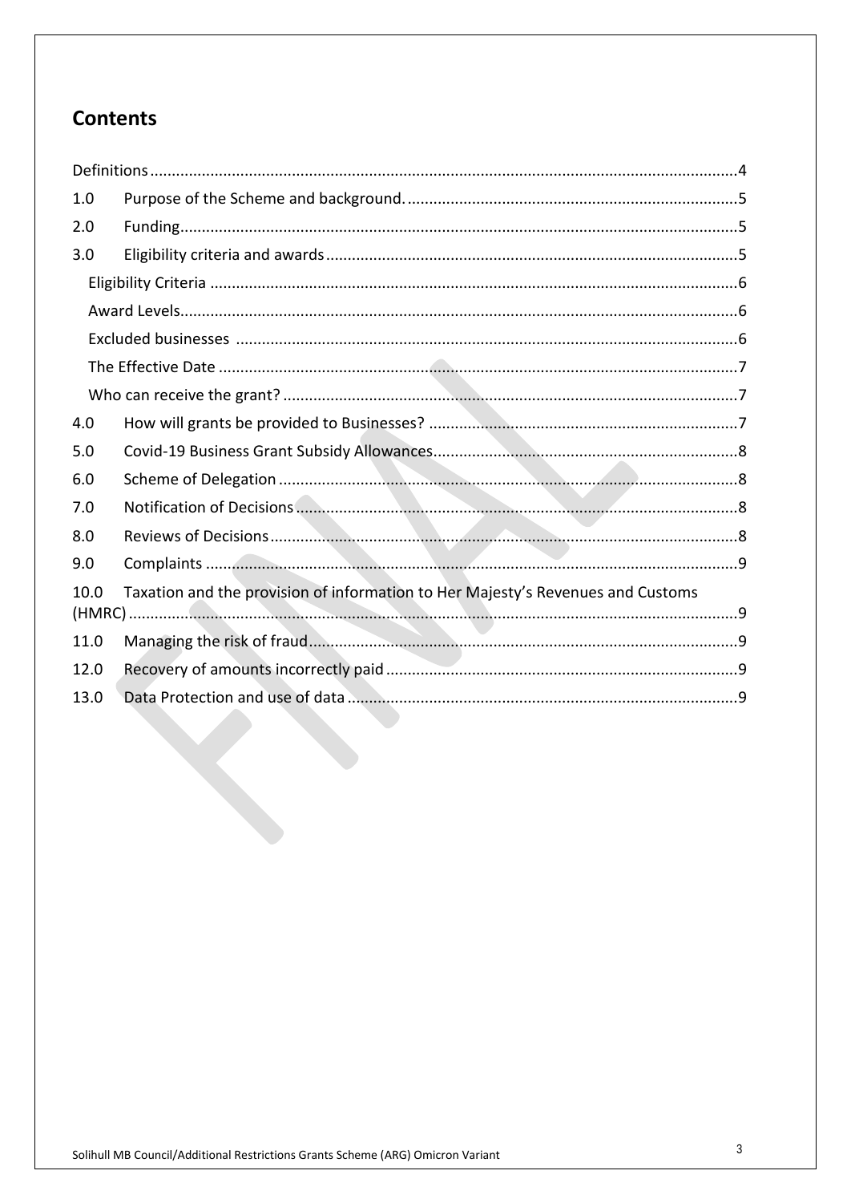# Contents

- Definitions ....................................................................................................................4
- 1.0 Purpose of the Scheme and background. ..........................................................................5
- 2.0 Funding..............................................................................................................................5
- 3.0 Eligibility criteria and awards .............................................................................................5
  - Eligibility Criteria ........................................................................................................6
  - Award Levels...............................................................................................................6
  - Excluded businesses ..................................................................................................6
  - The Effective Date ......................................................................................................7
  - Who can receive the grant? ........................................................................................7
- 4.0 How will grants be provided to Businesses? ......................................................................7
- 5.0 Covid-19 Business Grant Subsidy Allowances.....................................................................8
- 6.0 Scheme of Delegation .........................................................................................................8
- 7.0 Notification of Decisions......................................................................................................8
- 8.0 Reviews of Decisions...........................................................................................................8
- 9.0 Complaints .........................................................................................................................9
- 10.0 Taxation and the provision of information to Her Majesty's Revenues and Customs (HMRC) ...........................................................................................................................9
- 11.0 Managing the risk of fraud.................................................................................................9
- 12.0 Recovery of amounts incorrectly paid ...............................................................................9
- 13.0 Data Protection and use of data ........................................................................................9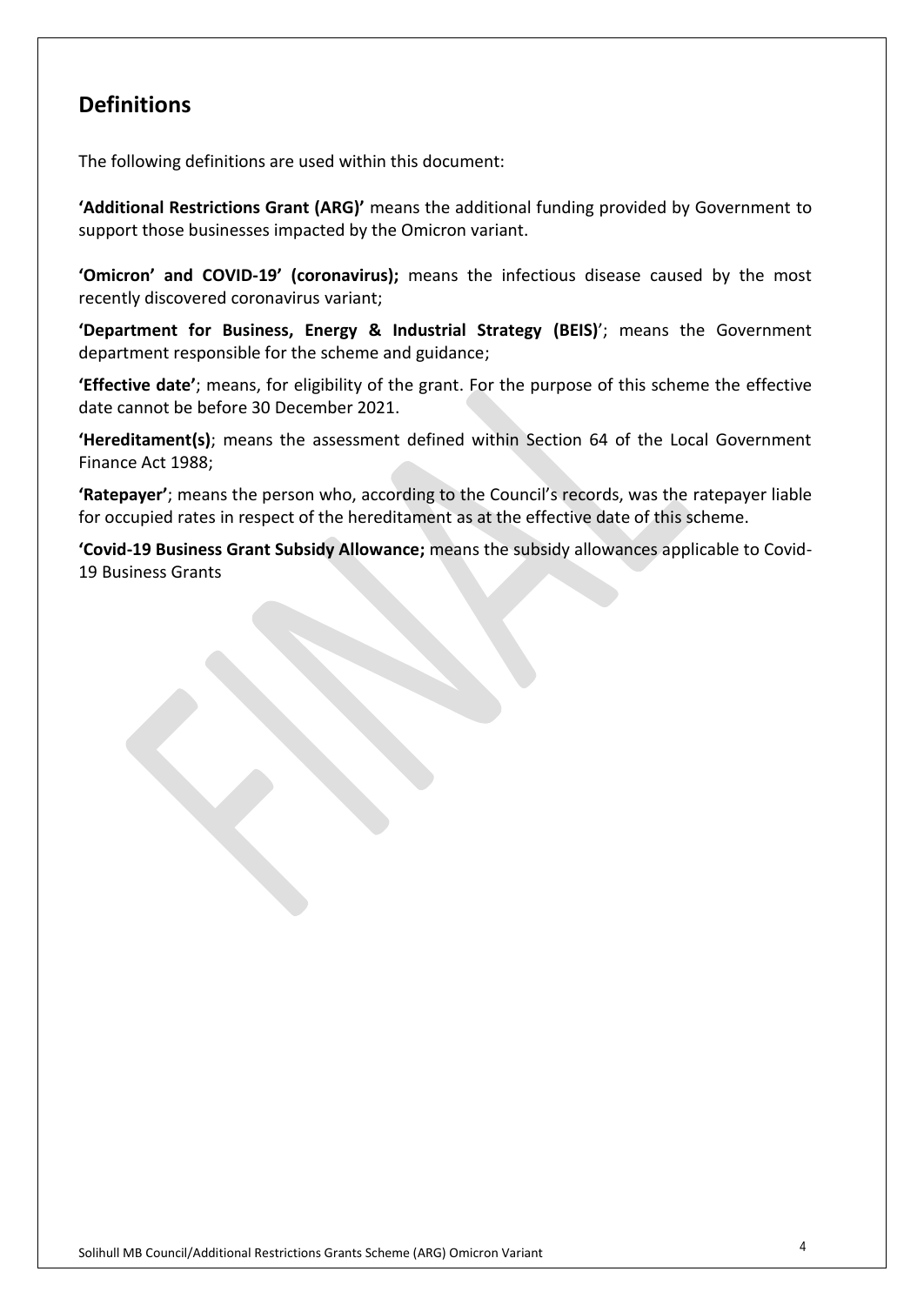## Definitions

The following definitions are used within this document:

**'Additional Restrictions Grant (ARG)'** means the additional funding provided by Government to support those businesses impacted by the Omicron variant.

**'Omicron' and COVID-19' (coronavirus);** means the infectious disease caused by the most recently discovered coronavirus variant;

**'Department for Business, Energy & Industrial Strategy (BEIS)**'; means the Government department responsible for the scheme and guidance;

**'Effective date'**; means, for eligibility of the grant. For the purpose of this scheme the effective date cannot be before 30 December 2021.

**'Hereditament(s)**; means the assessment defined within Section 64 of the Local Government Finance Act 1988;

**'Ratepayer'**; means the person who, according to the Council's records, was the ratepayer liable for occupied rates in respect of the hereditament as at the effective date of this scheme.

**'Covid-19 Business Grant Subsidy Allowance;** means the subsidy allowances applicable to Covid-19 Business Grants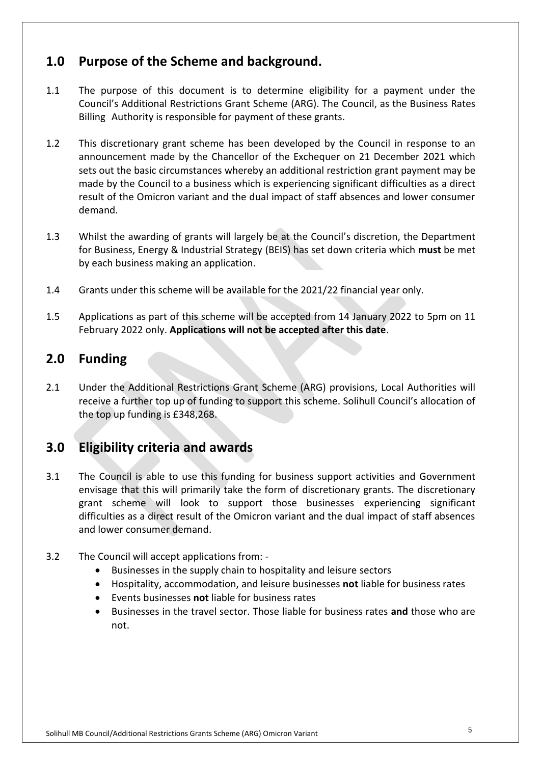## 1.0 Purpose of the Scheme and background.

1.1 The purpose of this document is to determine eligibility for a payment under the Council's Additional Restrictions Grant Scheme (ARG). The Council, as the Business Rates Billing Authority is responsible for payment of these grants.

1.2 This discretionary grant scheme has been developed by the Council in response to an announcement made by the Chancellor of the Exchequer on 21 December 2021 which sets out the basic circumstances whereby an additional restriction grant payment may be made by the Council to a business which is experiencing significant difficulties as a direct result of the Omicron variant and the dual impact of staff absences and lower consumer demand.

1.3 Whilst the awarding of grants will largely be at the Council's discretion, the Department for Business, Energy & Industrial Strategy (BEIS) has set down criteria which **must** be met by each business making an application.

1.4 Grants under this scheme will be available for the 2021/22 financial year only.

1.5 Applications as part of this scheme will be accepted from 14 January 2022 to 5pm on 11 February 2022 only. **Applications will not be accepted after this date**.

## 2.0 Funding

2.1 Under the Additional Restrictions Grant Scheme (ARG) provisions, Local Authorities will receive a further top up of funding to support this scheme. Solihull Council's allocation of the top up funding is £348,268.

## 3.0 Eligibility criteria and awards

3.1 The Council is able to use this funding for business support activities and Government envisage that this will primarily take the form of discretionary grants. The discretionary grant scheme will look to support those businesses experiencing significant difficulties as a direct result of the Omicron variant and the dual impact of staff absences and lower consumer demand.

3.2 The Council will accept applications from: -

- Businesses in the supply chain to hospitality and leisure sectors
- Hospitality, accommodation, and leisure businesses **not** liable for business rates
- Events businesses **not** liable for business rates
- Businesses in the travel sector. Those liable for business rates **and** those who are not.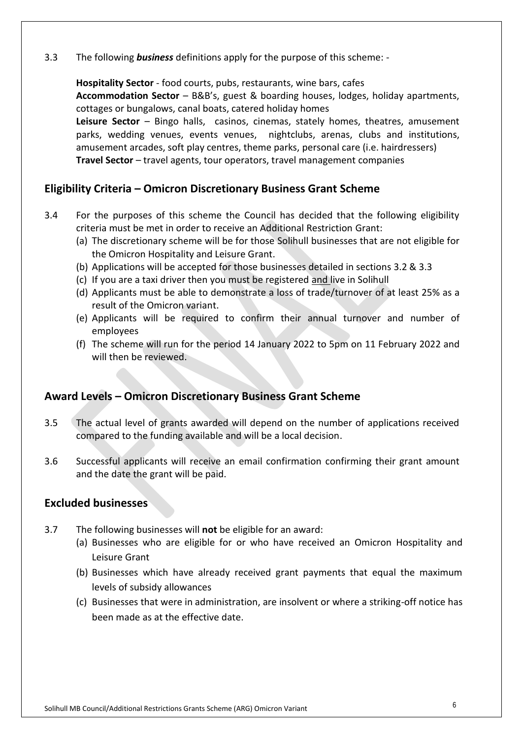3.3 The following ***business*** definitions apply for the purpose of this scheme: -

**Hospitality Sector** - food courts, pubs, restaurants, wine bars, cafes
**Accommodation Sector** – B&B's, guest & boarding houses, lodges, holiday apartments, cottages or bungalows, canal boats, catered holiday homes
**Leisure Sector** – Bingo halls, casinos, cinemas, stately homes, theatres, amusement parks, wedding venues, events venues, nightclubs, arenas, clubs and institutions, amusement arcades, soft play centres, theme parks, personal care (i.e. hairdressers)
**Travel Sector** – travel agents, tour operators, travel management companies

## Eligibility Criteria – Omicron Discretionary Business Grant Scheme

3.4 For the purposes of this scheme the Council has decided that the following eligibility criteria must be met in order to receive an Additional Restriction Grant:

(a) The discretionary scheme will be for those Solihull businesses that are not eligible for the Omicron Hospitality and Leisure Grant.
(b) Applications will be accepted for those businesses detailed in sections 3.2 & 3.3
(c) If you are a taxi driver then you must be registered and live in Solihull
(d) Applicants must be able to demonstrate a loss of trade/turnover of at least 25% as a result of the Omicron variant.
(e) Applicants will be required to confirm their annual turnover and number of employees
(f) The scheme will run for the period 14 January 2022 to 5pm on 11 February 2022 and will then be reviewed.

## Award Levels – Omicron Discretionary Business Grant Scheme

3.5 The actual level of grants awarded will depend on the number of applications received compared to the funding available and will be a local decision.

3.6 Successful applicants will receive an email confirmation confirming their grant amount and the date the grant will be paid.

## Excluded businesses

3.7 The following businesses will **not** be eligible for an award:

(a) Businesses who are eligible for or who have received an Omicron Hospitality and Leisure Grant
(b) Businesses which have already received grant payments that equal the maximum levels of subsidy allowances
(c) Businesses that were in administration, are insolvent or where a striking-off notice has been made as at the effective date.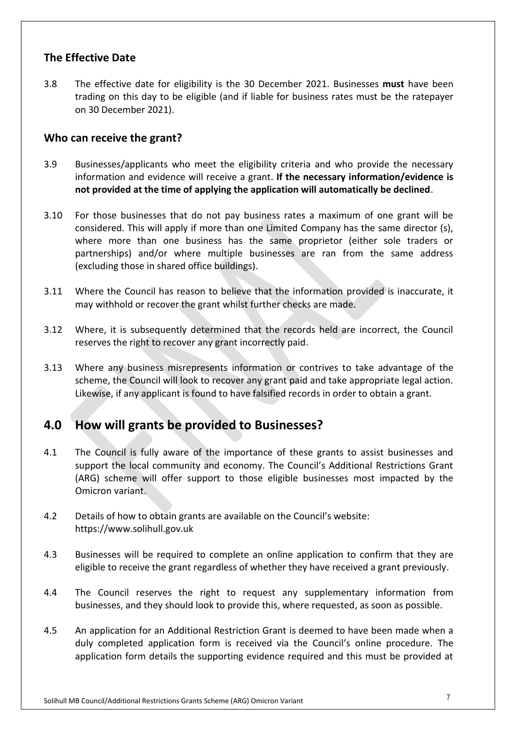### The Effective Date

3.8 The effective date for eligibility is the 30 December 2021. Businesses **must** have been trading on this day to be eligible (and if liable for business rates must be the ratepayer on 30 December 2021).

### Who can receive the grant?

3.9 Businesses/applicants who meet the eligibility criteria and who provide the necessary information and evidence will receive a grant. **If the necessary information/evidence is not provided at the time of applying the application will automatically be declined**.

3.10 For those businesses that do not pay business rates a maximum of one grant will be considered. This will apply if more than one Limited Company has the same director (s), where more than one business has the same proprietor (either sole traders or partnerships) and/or where multiple businesses are ran from the same address (excluding those in shared office buildings).

3.11 Where the Council has reason to believe that the information provided is inaccurate, it may withhold or recover the grant whilst further checks are made.

3.12 Where, it is subsequently determined that the records held are incorrect, the Council reserves the right to recover any grant incorrectly paid.

3.13 Where any business misrepresents information or contrives to take advantage of the scheme, the Council will look to recover any grant paid and take appropriate legal action. Likewise, if any applicant is found to have falsified records in order to obtain a grant.

## 4.0 How will grants be provided to Businesses?

4.1 The Council is fully aware of the importance of these grants to assist businesses and support the local community and economy. The Council's Additional Restrictions Grant (ARG) scheme will offer support to those eligible businesses most impacted by the Omicron variant.

4.2 Details of how to obtain grants are available on the Council's website: https://www.solihull.gov.uk

4.3 Businesses will be required to complete an online application to confirm that they are eligible to receive the grant regardless of whether they have received a grant previously.

4.4 The Council reserves the right to request any supplementary information from businesses, and they should look to provide this, where requested, as soon as possible.

4.5 An application for an Additional Restriction Grant is deemed to have been made when a duly completed application form is received via the Council's online procedure. The application form details the supporting evidence required and this must be provided at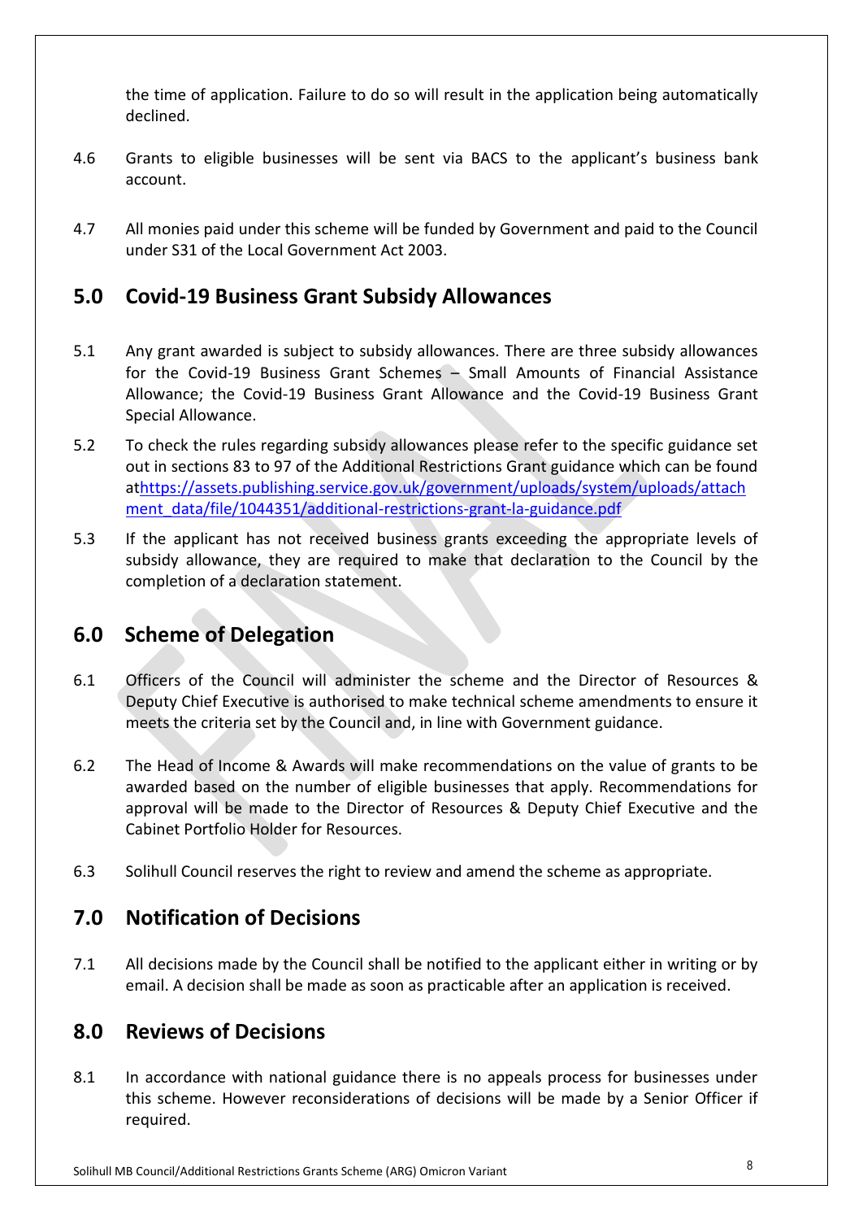the time of application. Failure to do so will result in the application being automatically declined.

4.6 Grants to eligible businesses will be sent via BACS to the applicant's business bank account.

4.7 All monies paid under this scheme will be funded by Government and paid to the Council under S31 of the Local Government Act 2003.

## 5.0 Covid-19 Business Grant Subsidy Allowances

5.1 Any grant awarded is subject to subsidy allowances. There are three subsidy allowances for the Covid-19 Business Grant Schemes – Small Amounts of Financial Assistance Allowance; the Covid-19 Business Grant Allowance and the Covid-19 Business Grant Special Allowance.

5.2 To check the rules regarding subsidy allowances please refer to the specific guidance set out in sections 83 to 97 of the Additional Restrictions Grant guidance which can be found at[https://assets.publishing.service.gov.uk/government/uploads/system/uploads/attachment_data/file/1044351/additional-restrictions-grant-la-guidance.pdf](https://assets.publishing.service.gov.uk/government/uploads/system/uploads/attachment_data/file/1044351/additional-restrictions-grant-la-guidance.pdf)

5.3 If the applicant has not received business grants exceeding the appropriate levels of subsidy allowance, they are required to make that declaration to the Council by the completion of a declaration statement.

## 6.0 Scheme of Delegation

6.1 Officers of the Council will administer the scheme and the Director of Resources & Deputy Chief Executive is authorised to make technical scheme amendments to ensure it meets the criteria set by the Council and, in line with Government guidance.

6.2 The Head of Income & Awards will make recommendations on the value of grants to be awarded based on the number of eligible businesses that apply. Recommendations for approval will be made to the Director of Resources & Deputy Chief Executive and the Cabinet Portfolio Holder for Resources.

6.3 Solihull Council reserves the right to review and amend the scheme as appropriate.

## 7.0 Notification of Decisions

7.1 All decisions made by the Council shall be notified to the applicant either in writing or by email. A decision shall be made as soon as practicable after an application is received.

## 8.0 Reviews of Decisions

8.1 In accordance with national guidance there is no appeals process for businesses under this scheme. However reconsiderations of decisions will be made by a Senior Officer if required.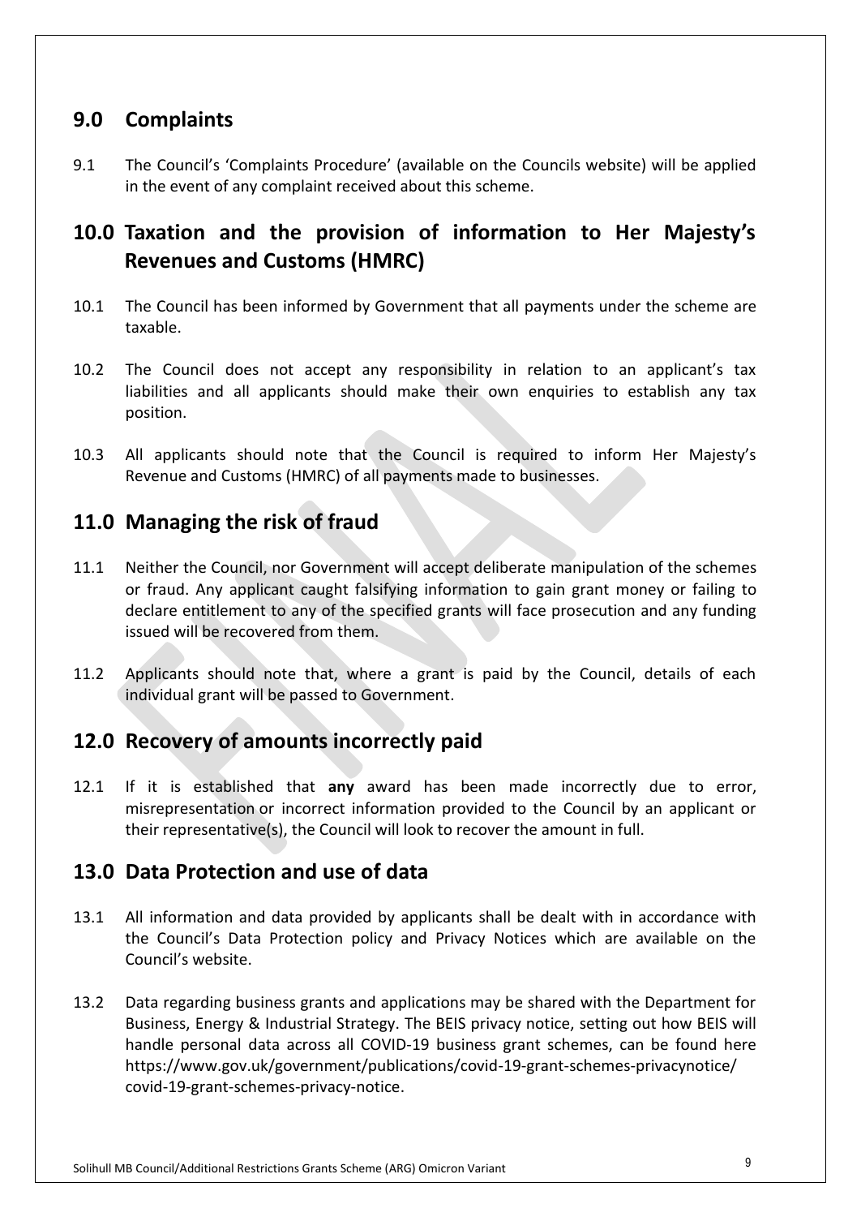## 9.0 Complaints

9.1 The Council's 'Complaints Procedure' (available on the Councils website) will be applied in the event of any complaint received about this scheme.

## 10.0 Taxation and the provision of information to Her Majesty's Revenues and Customs (HMRC)

10.1 The Council has been informed by Government that all payments under the scheme are taxable.

10.2 The Council does not accept any responsibility in relation to an applicant's tax liabilities and all applicants should make their own enquiries to establish any tax position.

10.3 All applicants should note that the Council is required to inform Her Majesty's Revenue and Customs (HMRC) of all payments made to businesses.

## 11.0 Managing the risk of fraud

11.1 Neither the Council, nor Government will accept deliberate manipulation of the schemes or fraud. Any applicant caught falsifying information to gain grant money or failing to declare entitlement to any of the specified grants will face prosecution and any funding issued will be recovered from them.

11.2 Applicants should note that, where a grant is paid by the Council, details of each individual grant will be passed to Government.

## 12.0 Recovery of amounts incorrectly paid

12.1 If it is established that **any** award has been made incorrectly due to error, misrepresentation or incorrect information provided to the Council by an applicant or their representative(s), the Council will look to recover the amount in full.

## 13.0 Data Protection and use of data

13.1 All information and data provided by applicants shall be dealt with in accordance with the Council's Data Protection policy and Privacy Notices which are available on the Council's website.

13.2 Data regarding business grants and applications may be shared with the Department for Business, Energy & Industrial Strategy. The BEIS privacy notice, setting out how BEIS will handle personal data across all COVID-19 business grant schemes, can be found here https://www.gov.uk/government/publications/covid-19-grant-schemes-privacynotice/ covid-19-grant-schemes-privacy-notice.